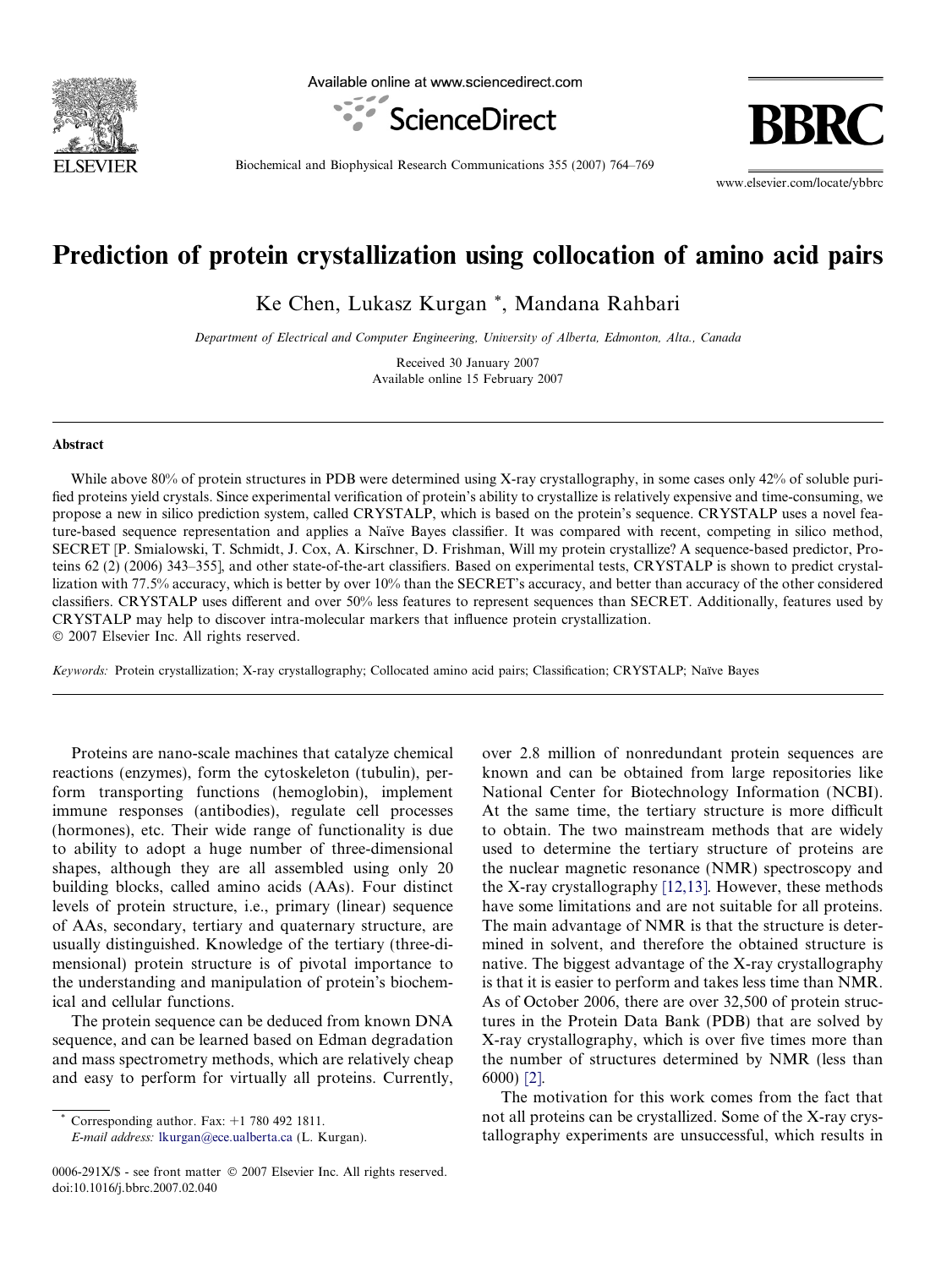# Prediction of protein crystallization using collocation of amino acid pairs

Ke Chen, Lukasz Kurgan *, Mandana Rahbari

*Department of Electrical and Computer Engineering, University of Alberta, Edmonton, Alta., Canada*

Received 30 January 2007
Available online 15 February 2007

## Abstract

While above 80% of protein structures in PDB were determined using X-ray crystallography, in some cases only 42% of soluble purified proteins yield crystals. Since experimental verification of protein's ability to crystallize is relatively expensive and time-consuming, we propose a new in silico prediction system, called CRYSTALP, which is based on the protein's sequence. CRYSTALP uses a novel feature-based sequence representation and applies a Naïve Bayes classifier. It was compared with recent, competing in silico method, SECRET [P. Smialowski, T. Schmidt, J. Cox, A. Kirschner, D. Frishman, Will my protein crystallize? A sequence-based predictor, Proteins 62 (2) (2006) 343–355], and other state-of-the-art classifiers. Based on experimental tests, CRYSTALP is shown to predict crystallization with 77.5% accuracy, which is better by over 10% than the SECRET's accuracy, and better than accuracy of the other considered classifiers. CRYSTALP uses different and over 50% less features to represent sequences than SECRET. Additionally, features used by CRYSTALP may help to discover intra-molecular markers that influence protein crystallization.
© 2007 Elsevier Inc. All rights reserved.

*Keywords:* Protein crystallization; X-ray crystallography; Collocated amino acid pairs; Classification; CRYSTALP; Naïve Bayes

Proteins are nano-scale machines that catalyze chemical reactions (enzymes), form the cytoskeleton (tubulin), perform transporting functions (hemoglobin), implement immune responses (antibodies), regulate cell processes (hormones), etc. Their wide range of functionality is due to ability to adopt a huge number of three-dimensional shapes, although they are all assembled using only 20 building blocks, called amino acids (AAs). Four distinct levels of protein structure, i.e., primary (linear) sequence of AAs, secondary, tertiary and quaternary structure, are usually distinguished. Knowledge of the tertiary (three-dimensional) protein structure is of pivotal importance to the understanding and manipulation of protein's biochemical and cellular functions.

The protein sequence can be deduced from known DNA sequence, and can be learned based on Edman degradation and mass spectrometry methods, which are relatively cheap and easy to perform for virtually all proteins. Currently, over 2.8 million of nonredundant protein sequences are known and can be obtained from large repositories like National Center for Biotechnology Information (NCBI). At the same time, the tertiary structure is more difficult to obtain. The two mainstream methods that are widely used to determine the tertiary structure of proteins are the nuclear magnetic resonance (NMR) spectroscopy and the X-ray crystallography [12,13]. However, these methods have some limitations and are not suitable for all proteins. The main advantage of NMR is that the structure is determined in solvent, and therefore the obtained structure is native. The biggest advantage of the X-ray crystallography is that it is easier to perform and takes less time than NMR. As of October 2006, there are over 32,500 of protein structures in the Protein Data Bank (PDB) that are solved by X-ray crystallography, which is over five times more than the number of structures determined by NMR (less than 6000) [2].

The motivation for this work comes from the fact that not all proteins can be crystallized. Some of the X-ray crystallography experiments are unsuccessful, which results in

* Corresponding author. Fax: +1 780 492 1811.
*E-mail address:* lkurgan@ece.ualberta.ca (L. Kurgan).

0006-291X/$ - see front matter © 2007 Elsevier Inc. All rights reserved.
doi:10.1016/j.bbrc.2007.02.040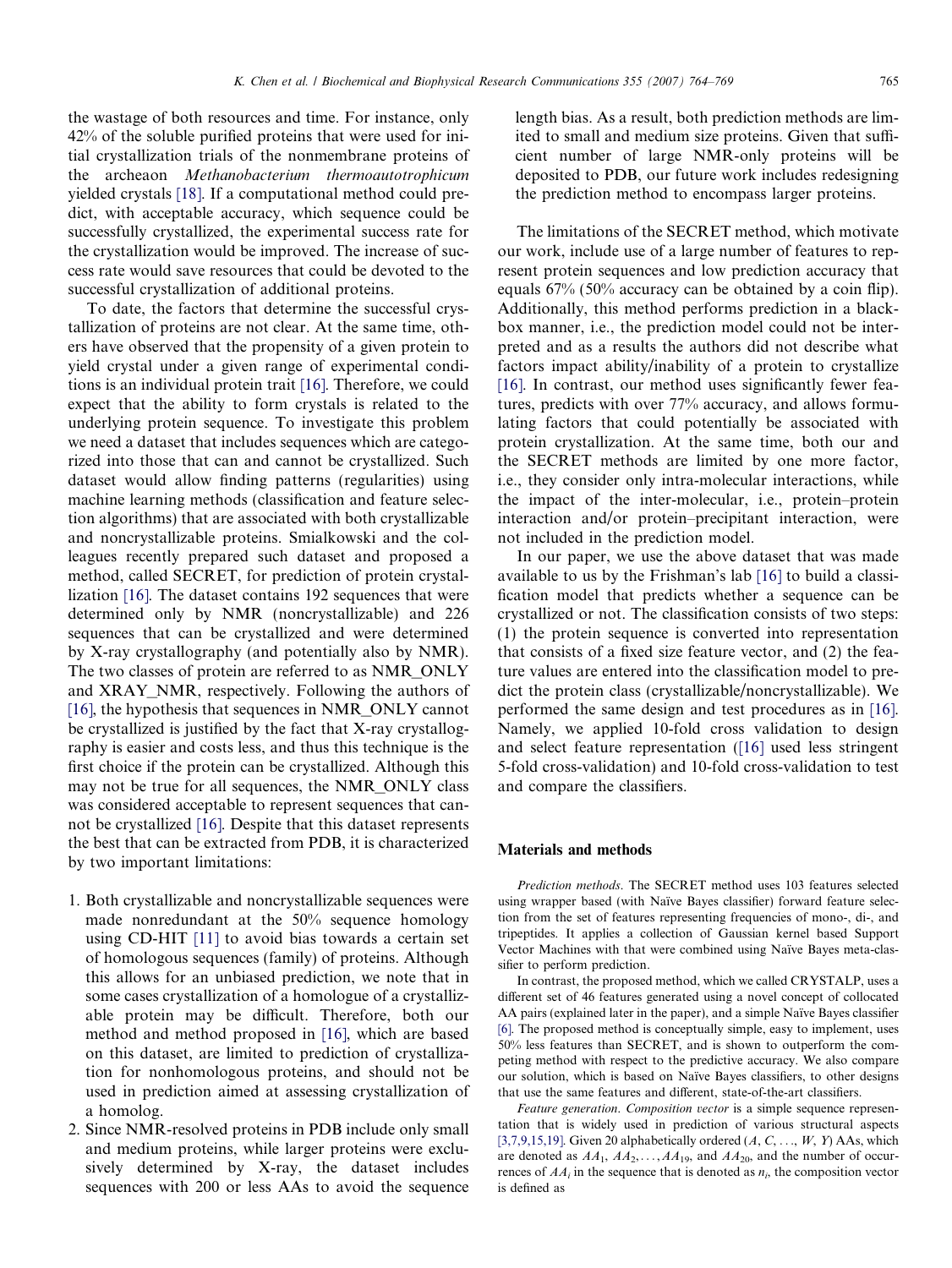the wastage of both resources and time. For instance, only 42% of the soluble purified proteins that were used for initial crystallization trials of the nonmembrane proteins of the archeaon *Methanobacterium thermoautotrophicum* yielded crystals [18]. If a computational method could predict, with acceptable accuracy, which sequence could be successfully crystallized, the experimental success rate for the crystallization would be improved. The increase of success rate would save resources that could be devoted to the successful crystallization of additional proteins.

To date, the factors that determine the successful crystallization of proteins are not clear. At the same time, others have observed that the propensity of a given protein to yield crystal under a given range of experimental conditions is an individual protein trait [16]. Therefore, we could expect that the ability to form crystals is related to the underlying protein sequence. To investigate this problem we need a dataset that includes sequences which are categorized into those that can and cannot be crystallized. Such dataset would allow finding patterns (regularities) using machine learning methods (classification and feature selection algorithms) that are associated with both crystallizable and noncrystallizable proteins. Smialkowski and the colleagues recently prepared such dataset and proposed a method, called SECRET, for prediction of protein crystallization [16]. The dataset contains 192 sequences that were determined only by NMR (noncrystallizable) and 226 sequences that can be crystallized and were determined by X-ray crystallography (and potentially also by NMR). The two classes of protein are referred to as NMR_ONLY and XRAY_NMR, respectively. Following the authors of [16], the hypothesis that sequences in NMR_ONLY cannot be crystallized is justified by the fact that X-ray crystallography is easier and costs less, and thus this technique is the first choice if the protein can be crystallized. Although this may not be true for all sequences, the NMR_ONLY class was considered acceptable to represent sequences that cannot be crystallized [16]. Despite that this dataset represents the best that can be extracted from PDB, it is characterized by two important limitations:

1. Both crystallizable and noncrystallizable sequences were made nonredundant at the 50% sequence homology using CD-HIT [11] to avoid bias towards a certain set of homologous sequences (family) of proteins. Although this allows for an unbiased prediction, we note that in some cases crystallization of a homologue of a crystallizable protein may be difficult. Therefore, both our method and method proposed in [16], which are based on this dataset, are limited to prediction of crystallization for nonhomologous proteins, and should not be used in prediction aimed at assessing crystallization of a homolog.
2. Since NMR-resolved proteins in PDB include only small and medium proteins, while larger proteins were exclusively determined by X-ray, the dataset includes sequences with 200 or less AAs to avoid the sequence length bias. As a result, both prediction methods are limited to small and medium size proteins. Given that sufficient number of large NMR-only proteins will be deposited to PDB, our future work includes redesigning the prediction method to encompass larger proteins.

The limitations of the SECRET method, which motivate our work, include use of a large number of features to represent protein sequences and low prediction accuracy that equals 67% (50% accuracy can be obtained by a coin flip). Additionally, this method performs prediction in a black-box manner, i.e., the prediction model could not be interpreted and as a results the authors did not describe what factors impact ability/inability of a protein to crystallize [16]. In contrast, our method uses significantly fewer features, predicts with over 77% accuracy, and allows formulating factors that could potentially be associated with protein crystallization. At the same time, both our and the SECRET methods are limited by one more factor, i.e., they consider only intra-molecular interactions, while the impact of the inter-molecular, i.e., protein–protein interaction and/or protein–precipitant interaction, were not included in the prediction model.

In our paper, we use the above dataset that was made available to us by the Frishman's lab [16] to build a classification model that predicts whether a sequence can be crystallized or not. The classification consists of two steps: (1) the protein sequence is converted into representation that consists of a fixed size feature vector, and (2) the feature values are entered into the classification model to predict the protein class (crystallizable/noncrystallizable). We performed the same design and test procedures as in [16]. Namely, we applied 10-fold cross validation to design and select feature representation ([16] used less stringent 5-fold cross-validation) and 10-fold cross-validation to test and compare the classifiers.

## Materials and methods

*Prediction methods.* The SECRET method uses 103 features selected using wrapper based (with Naïve Bayes classifier) forward feature selection from the set of features representing frequencies of mono-, di-, and tripeptides. It applies a collection of Gaussian kernel based Support Vector Machines with that were combined using Naïve Bayes meta-classifier to perform prediction.

In contrast, the proposed method, which we called CRYSTALP, uses a different set of 46 features generated using a novel concept of collocated AA pairs (explained later in the paper), and a simple Naïve Bayes classifier [6]. The proposed method is conceptually simple, easy to implement, uses 50% less features than SECRET, and is shown to outperform the competing method with respect to the predictive accuracy. We also compare our solution, which is based on Naïve Bayes classifiers, to other designs that use the same features and different, state-of-the-art classifiers.

*Feature generation. Composition vector* is a simple sequence representation that is widely used in prediction of various structural aspects [3,7,9,15,19]. Given 20 alphabetically ordered ($A, C, \ldots, W, Y$) AAs, which are denoted as $AA_1, AA_2, \ldots, AA_{19}$, and $AA_{20}$, and the number of occurrences of $AA_i$ in the sequence that is denoted as $n_i$, the composition vector is defined as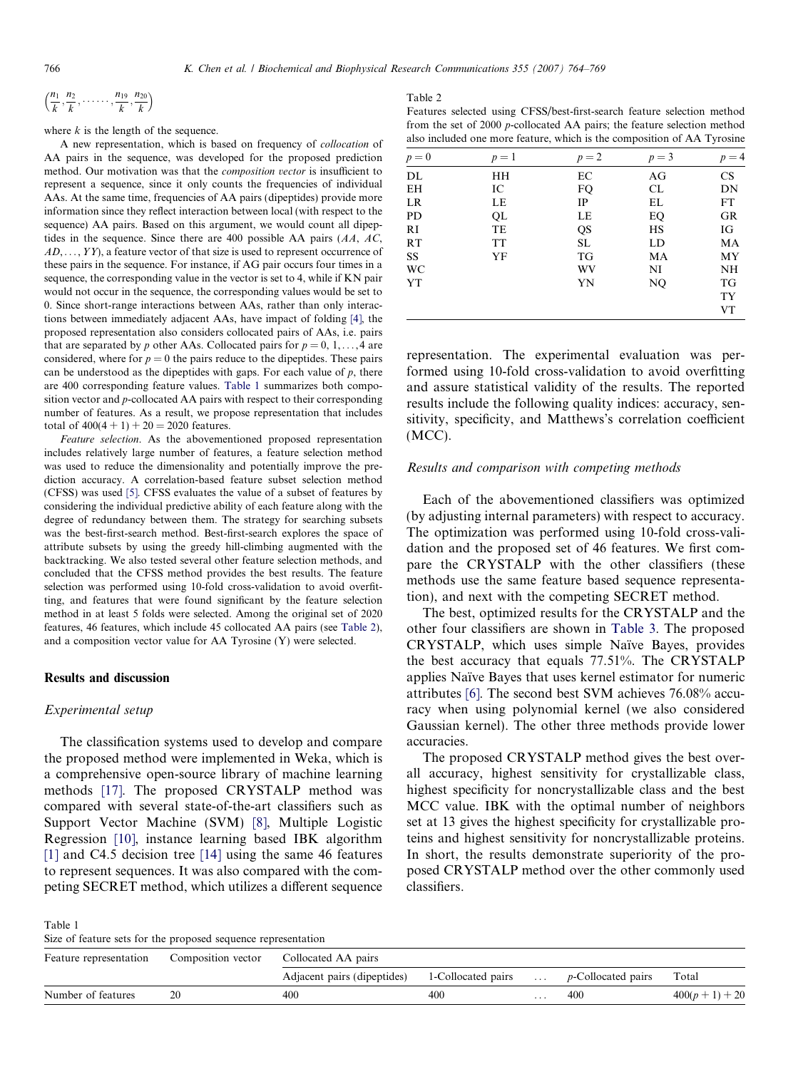$\left(\frac{n_1}{k}, \frac{n_2}{k}, \ldots\ldots, \frac{n_{19}}{k}, \frac{n_{20}}{k}\right)$

where $k$ is the length of the sequence.

A new representation, which is based on frequency of *collocation* of AA pairs in the sequence, was developed for the proposed prediction method. Our motivation was that the *composition vector* is insufficient to represent a sequence, since it only counts the frequencies of individual AAs. At the same time, frequencies of AA pairs (dipeptides) provide more information since they reflect interaction between local (with respect to the sequence) AA pairs. Based on this argument, we would count all dipeptides in the sequence. Since there are 400 possible AA pairs ($AA$, $AC$, $AD, \ldots, YY$), a feature vector of that size is used to represent occurrence of these pairs in the sequence. For instance, if AG pair occurs four times in a sequence, the corresponding value in the vector is set to 4, while if KN pair would not occur in the sequence, the corresponding values would be set to 0. Since short-range interactions between AAs, rather than only interactions between immediately adjacent AAs, have impact of folding [4], the proposed representation also considers collocated pairs of AAs, i.e. pairs that are separated by $p$ other AAs. Collocated pairs for $p = 0, 1, \ldots, 4$ are considered, where for $p = 0$ the pairs reduce to the dipeptides. These pairs can be understood as the dipeptides with gaps. For each value of $p$, there are 400 corresponding feature values. Table 1 summarizes both composition vector and $p$-collocated AA pairs with respect to their corresponding number of features. As a result, we propose representation that includes total of $400(4 + 1) + 20 = 2020$ features.

*Feature selection*. As the abovementioned proposed representation includes relatively large number of features, a feature selection method was used to reduce the dimensionality and potentially improve the prediction accuracy. A correlation-based feature subset selection method (CFSS) was used [5]. CFSS evaluates the value of a subset of features by considering the individual predictive ability of each feature along with the degree of redundancy between them. The strategy for searching subsets was the best-first-search method. Best-first-search explores the space of attribute subsets by using the greedy hill-climbing augmented with the backtracking. We also tested several other feature selection methods, and concluded that the CFSS method provides the best results. The feature selection was performed using 10-fold cross-validation to avoid overfitting, and features that were found significant by the feature selection method in at least 5 folds were selected. Among the original set of 2020 features, 46 features, which include 45 collocated AA pairs (see Table 2), and a composition vector value for AA Tyrosine (Y) were selected.

Table 2
Features selected using CFSS/best-first-search feature selection method from the set of 2000 $p$-collocated AA pairs; the feature selection method also included one more feature, which is the composition of AA Tyrosine

| $p = 0$ | $p = 1$ | $p = 2$ | $p = 3$ | $p = 4$ |
|---|---|---|---|---|
| DL | HH | EC | AG | CS |
| EH | IC | FQ | CL | DN |
| LR | LE | IP | EL | FT |
| PD | QL | LE | EQ | GR |
| RI | TE | QS | HS | IG |
| RT | TT | SL | LD | MA |
| SS | YF | TG | MA | MY |
| WC | | WV | NI | NH |
| YT | | YN | NQ | TG |
| | | | | TY |
| | | | | VT |

## Results and discussion

### Experimental setup

The classification systems used to develop and compare the proposed method were implemented in Weka, which is a comprehensive open-source library of machine learning methods [17]. The proposed CRYSTALP method was compared with several state-of-the-art classifiers such as Support Vector Machine (SVM) [8], Multiple Logistic Regression [10], instance learning based IBK algorithm [1] and C4.5 decision tree [14] using the same 46 features to represent sequences. It was also compared with the competing SECRET method, which utilizes a different sequence representation. The experimental evaluation was performed using 10-fold cross-validation to avoid overfitting and assure statistical validity of the results. The reported results include the following quality indices: accuracy, sensitivity, specificity, and Matthews's correlation coefficient (MCC).

### Results and comparison with competing methods

Each of the abovementioned classifiers was optimized (by adjusting internal parameters) with respect to accuracy. The optimization was performed using 10-fold cross-validation and the proposed set of 46 features. We first compare the CRYSTALP with the other classifiers (these methods use the same feature based sequence representation), and next with the competing SECRET method.

The best, optimized results for the CRYSTALP and the other four classifiers are shown in Table 3. The proposed CRYSTALP, which uses simple Naïve Bayes, provides the best accuracy that equals 77.51%. The CRYSTALP applies Naïve Bayes that uses kernel estimator for numeric attributes [6]. The second best SVM achieves 76.08% accuracy when using polynomial kernel (we also considered Gaussian kernel). The other three methods provide lower accuracies.

The proposed CRYSTALP method gives the best overall accuracy, highest sensitivity for crystallizable class, highest specificity for noncrystallizable class and the best MCC value. IBK with the optimal number of neighbors set at 13 gives the highest specificity for crystallizable proteins and highest sensitivity for noncrystallizable proteins. In short, the results demonstrate superiority of the proposed CRYSTALP method over the other commonly used classifiers.

Table 1
Size of feature sets for the proposed sequence representation

| Feature representation | Composition vector | Collocated AA pairs | | | | |
|---|---|---|---|---|---|---|
| | | Adjacent pairs (dipeptides) | 1-Collocated pairs | … | $p$-Collocated pairs | Total |
| Number of features | 20 | 400 | 400 | … | 400 | $400(p + 1) + 20$ |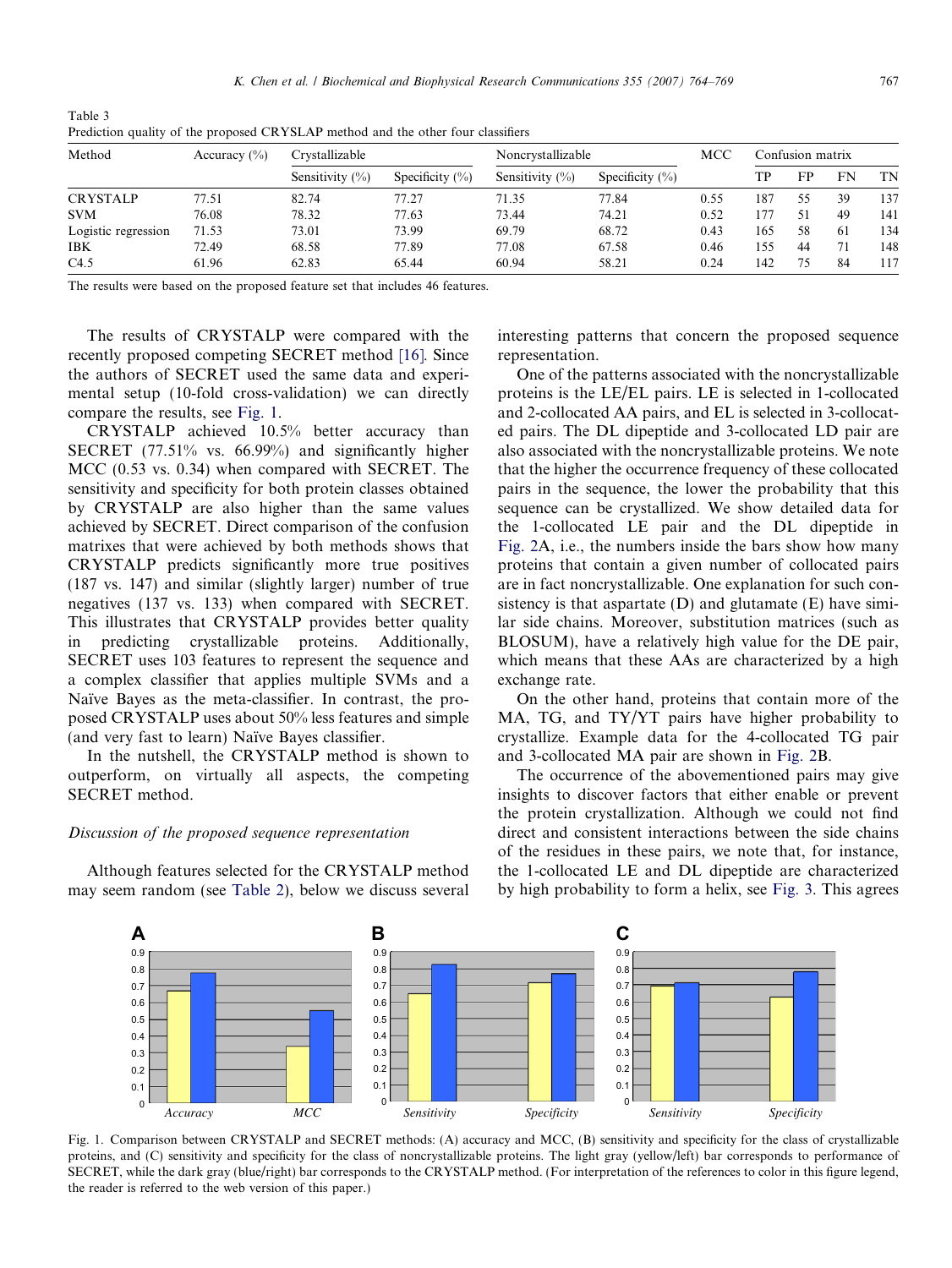Table 3
Prediction quality of the proposed CRYSLAP method and the other four classifiers

| Method | Accuracy (%) | Crystallizable | | Noncrystallizable | | MCC | Confusion matrix | | | |
|---|---|---|---|---|---|---|---|---|---|---|
| | | Sensitivity (%) | Specificity (%) | Sensitivity (%) | Specificity (%) | | TP | FP | FN | TN |
| CRYSTALP | 77.51 | 82.74 | 77.27 | 71.35 | 77.84 | 0.55 | 187 | 55 | 39 | 137 |
| SVM | 76.08 | 78.32 | 77.63 | 73.44 | 74.21 | 0.52 | 177 | 51 | 49 | 141 |
| Logistic regression | 71.53 | 73.01 | 73.99 | 69.79 | 68.72 | 0.43 | 165 | 58 | 61 | 134 |
| IBK | 72.49 | 68.58 | 77.89 | 77.08 | 67.58 | 0.46 | 155 | 44 | 71 | 148 |
| C4.5 | 61.96 | 62.83 | 65.44 | 60.94 | 58.21 | 0.24 | 142 | 75 | 84 | 117 |

The results were based on the proposed feature set that includes 46 features.

The results of CRYSTALP were compared with the recently proposed competing SECRET method [16]. Since the authors of SECRET used the same data and experimental setup (10-fold cross-validation) we can directly compare the results, see Fig. 1.

CRYSTALP achieved 10.5% better accuracy than SECRET (77.51% vs. 66.99%) and significantly higher MCC (0.53 vs. 0.34) when compared with SECRET. The sensitivity and specificity for both protein classes obtained by CRYSTALP are also higher than the same values achieved by SECRET. Direct comparison of the confusion matrixes that were achieved by both methods shows that CRYSTALP predicts significantly more true positives (187 vs. 147) and similar (slightly larger) number of true negatives (137 vs. 133) when compared with SECRET. This illustrates that CRYSTALP provides better quality in predicting crystallizable proteins. Additionally, SECRET uses 103 features to represent the sequence and a complex classifier that applies multiple SVMs and a Naïve Bayes as the meta-classifier. In contrast, the proposed CRYSTALP uses about 50% less features and simple (and very fast to learn) Naïve Bayes classifier.

In the nutshell, the CRYSTALP method is shown to outperform, on virtually all aspects, the competing SECRET method.

### *Discussion of the proposed sequence representation*

Although features selected for the CRYSTALP method may seem random (see Table 2), below we discuss several interesting patterns that concern the proposed sequence representation.

One of the patterns associated with the noncrystallizable proteins is the LE/EL pairs. LE is selected in 1-collocated and 2-collocated AA pairs, and EL is selected in 3-collocated pairs. The DL dipeptide and 3-collocated LD pair are also associated with the noncrystallizable proteins. We note that the higher the occurrence frequency of these collocated pairs in the sequence, the lower the probability that this sequence can be crystallized. We show detailed data for the 1-collocated LE pair and the DL dipeptide in Fig. 2A, i.e., the numbers inside the bars show how many proteins that contain a given number of collocated pairs are in fact noncrystallizable. One explanation for such consistency is that aspartate (D) and glutamate (E) have similar side chains. Moreover, substitution matrices (such as BLOSUM), have a relatively high value for the DE pair, which means that these AAs are characterized by a high exchange rate.

On the other hand, proteins that contain more of the MA, TG, and TY/YT pairs have higher probability to crystallize. Example data for the 4-collocated TG pair and 3-collocated MA pair are shown in Fig. 2B.

The occurrence of the abovementioned pairs may give insights to discover factors that either enable or prevent the protein crystallization. Although we could not find direct and consistent interactions between the side chains of the residues in these pairs, we note that, for instance, the 1-collocated LE and DL dipeptide are characterized by high probability to form a helix, see Fig. 3. This agrees

Fig. 1. Comparison between CRYSTALP and SECRET methods: (A) accuracy and MCC, (B) sensitivity and specificity for the class of crystallizable proteins, and (C) sensitivity and specificity for the class of noncrystallizable proteins. The light gray (yellow/left) bar corresponds to performance of SECRET, while the dark gray (blue/right) bar corresponds to the CRYSTALP method. (For interpretation of the references to color in this figure legend, the reader is referred to the web version of this paper.)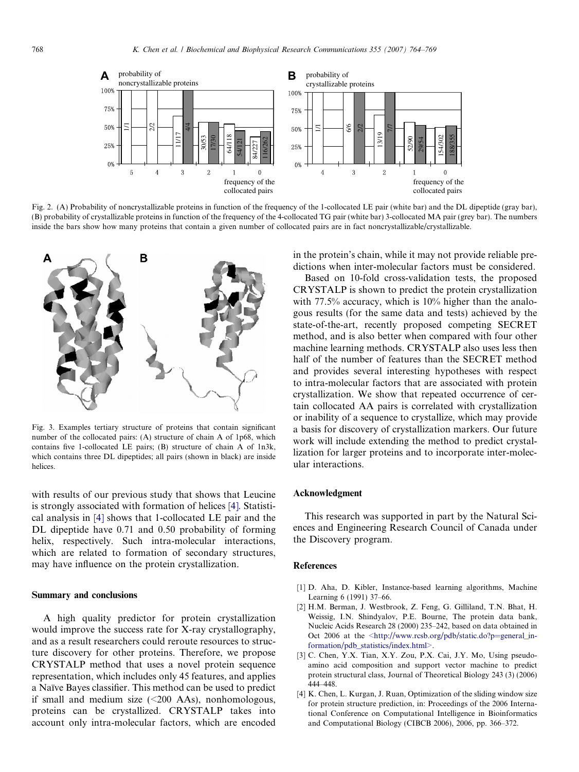Fig. 2. (A) Probability of noncrystallizable proteins in function of the frequency of the 1-collocated LE pair (white bar) and the DL dipeptide (gray bar), (B) probability of crystallizable proteins in function of the frequency of the 4-collocated TG pair (white bar) 3-collocated MA pair (grey bar). The numbers inside the bars show how many proteins that contain a given number of collocated pairs are in fact noncrystallizable/crystallizable.

Fig. 3. Examples tertiary structure of proteins that contain significant number of the collocated pairs: (A) structure of chain A of 1p68, which contains five 1-collocated LE pairs; (B) structure of chain A of 1n3k, which contains three DL dipeptides; all pairs (shown in black) are inside helices.

with results of our previous study that shows that Leucine is strongly associated with formation of helices [4]. Statistical analysis in [4] shows that 1-collocated LE pair and the DL dipeptide have 0.71 and 0.50 probability of forming helix, respectively. Such intra-molecular interactions, which are related to formation of secondary structures, may have influence on the protein crystallization.

## Summary and conclusions

A high quality predictor for protein crystallization would improve the success rate for X-ray crystallography, and as a result researchers could reroute resources to structure discovery for other proteins. Therefore, we propose CRYSTALP method that uses a novel protein sequence representation, which includes only 45 features, and applies a Naïve Bayes classifier. This method can be used to predict if small and medium size (<200 AAs), nonhomologous, proteins can be crystallized. CRYSTALP takes into account only intra-molecular factors, which are encoded in the protein's chain, while it may not provide reliable predictions when inter-molecular factors must be considered.

Based on 10-fold cross-validation tests, the proposed CRYSTALP is shown to predict the protein crystallization with 77.5% accuracy, which is 10% higher than the analogous results (for the same data and tests) achieved by the state-of-the-art, recently proposed competing SECRET method, and is also better when compared with four other machine learning methods. CRYSTALP also uses less then half of the number of features than the SECRET method and provides several interesting hypotheses with respect to intra-molecular factors that are associated with protein crystallization. We show that repeated occurrence of certain collocated AA pairs is correlated with crystallization or inability of a sequence to crystallize, which may provide a basis for discovery of crystallization markers. Our future work will include extending the method to predict crystallization for larger proteins and to incorporate inter-molecular interactions.

## Acknowledgment

This research was supported in part by the Natural Sciences and Engineering Research Council of Canada under the Discovery program.

## References

[1] D. Aha, D. Kibler, Instance-based learning algorithms, Machine Learning 6 (1991) 37–66.

[2] H.M. Berman, J. Westbrook, Z. Feng, G. Gilliland, T.N. Bhat, H. Weissig, I.N. Shindyalov, P.E. Bourne, The protein data bank, Nucleic Acids Research 28 (2000) 235–242, based on data obtained in Oct 2006 at the <http://www.rcsb.org/pdb/static.do?p=general_information/pdb_statistics/index.html>.

[3] C. Chen, Y.X. Tian, X.Y. Zou, P.X. Cai, J.Y. Mo, Using pseudo-amino acid composition and support vector machine to predict protein structural class, Journal of Theoretical Biology 243 (3) (2006) 444–448.

[4] K. Chen, L. Kurgan, J. Ruan, Optimization of the sliding window size for protein structure prediction, in: Proceedings of the 2006 International Conference on Computational Intelligence in Bioinformatics and Computational Biology (CIBCB 2006), 2006, pp. 366–372.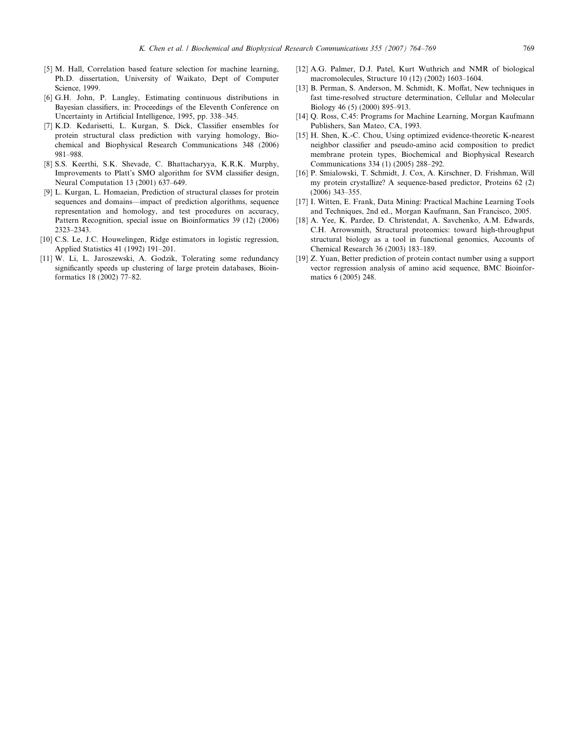[5] M. Hall, Correlation based feature selection for machine learning, Ph.D. dissertation, University of Waikato, Dept of Computer Science, 1999.

[6] G.H. John, P. Langley, Estimating continuous distributions in Bayesian classifiers, in: Proceedings of the Eleventh Conference on Uncertainty in Artificial Intelligence, 1995, pp. 338–345.

[7] K.D. Kedarisetti, L. Kurgan, S. Dick, Classifier ensembles for protein structural class prediction with varying homology, Biochemical and Biophysical Research Communications 348 (2006) 981–988.

[8] S.S. Keerthi, S.K. Shevade, C. Bhattacharyya, K.R.K. Murphy, Improvements to Platt's SMO algorithm for SVM classifier design, Neural Computation 13 (2001) 637–649.

[9] L. Kurgan, L. Homaeian, Prediction of structural classes for protein sequences and domains—impact of prediction algorithms, sequence representation and homology, and test procedures on accuracy, Pattern Recognition, special issue on Bioinformatics 39 (12) (2006) 2323–2343.

[10] C.S. Le, J.C. Houwelingen, Ridge estimators in logistic regression, Applied Statistics 41 (1992) 191–201.

[11] W. Li, L. Jaroszewski, A. Godzik, Tolerating some redundancy significantly speeds up clustering of large protein databases, Bioinformatics 18 (2002) 77–82.

[12] A.G. Palmer, D.J. Patel, Kurt Wuthrich and NMR of biological macromolecules, Structure 10 (12) (2002) 1603–1604.

[13] B. Perman, S. Anderson, M. Schmidt, K. Moffat, New techniques in fast time-resolved structure determination, Cellular and Molecular Biology 46 (5) (2000) 895–913.

[14] Q. Ross, C.45: Programs for Machine Learning, Morgan Kaufmann Publishers, San Mateo, CA, 1993.

[15] H. Shen, K.-C. Chou, Using optimized evidence-theoretic K-nearest neighbor classifier and pseudo-amino acid composition to predict membrane protein types, Biochemical and Biophysical Research Communications 334 (1) (2005) 288–292.

[16] P. Smialowski, T. Schmidt, J. Cox, A. Kirschner, D. Frishman, Will my protein crystallize? A sequence-based predictor, Proteins 62 (2) (2006) 343–355.

[17] I. Witten, E. Frank, Data Mining: Practical Machine Learning Tools and Techniques, 2nd ed., Morgan Kaufmann, San Francisco, 2005.

[18] A. Yee, K. Pardee, D. Christendat, A. Savchenko, A.M. Edwards, C.H. Arrowsmith, Structural proteomics: toward high-throughput structural biology as a tool in functional genomics, Accounts of Chemical Research 36 (2003) 183–189.

[19] Z. Yuan, Better prediction of protein contact number using a support vector regression analysis of amino acid sequence, BMC Bioinformatics 6 (2005) 248.